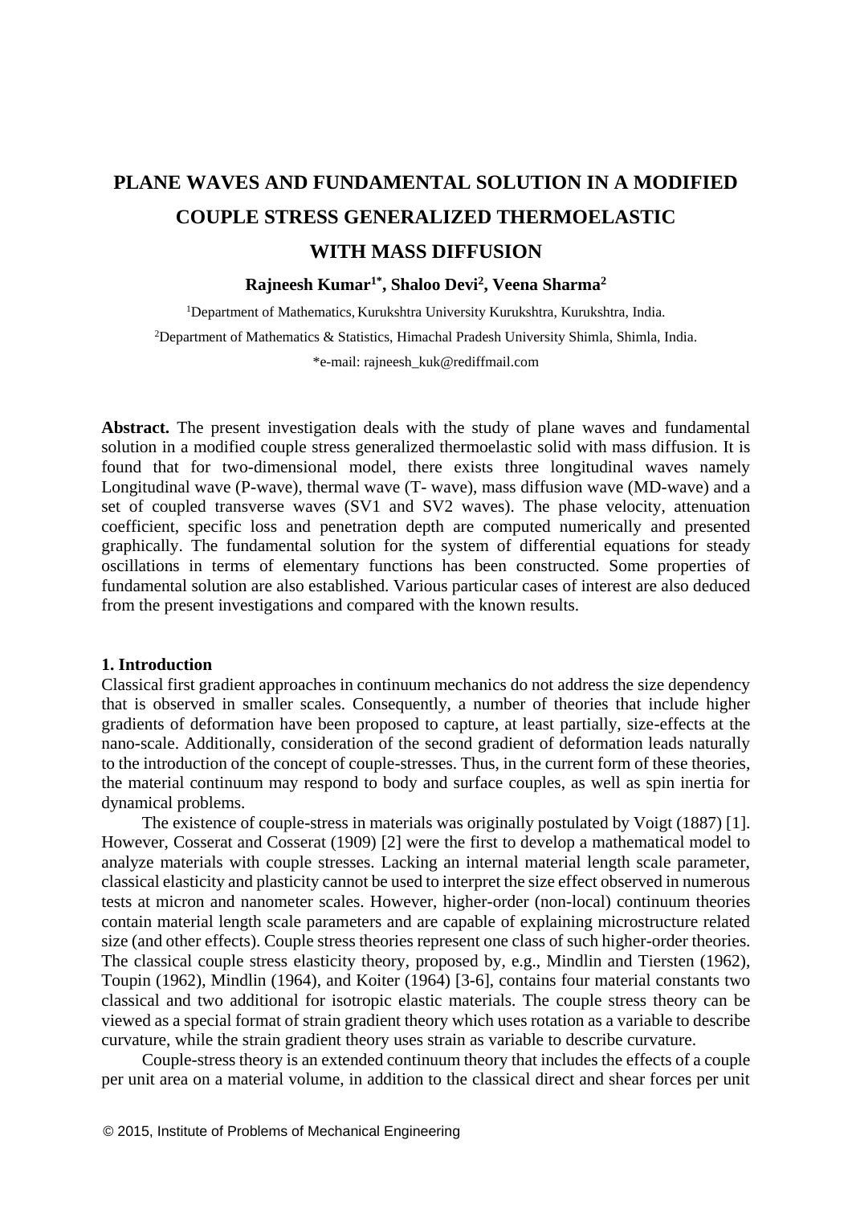# PLANE WAVES AND FUNDAMENTAL SOLUTION IN A MODIFIED COUPLE STRESS GENERALIZED THERMOELASTIC WITH MASS DIFFUSION

**Rajneesh Kumar[1*], Shaloo Devi[2], Veena Sharma[2]**

[1]Department of Mathematics, Kurukshtra University Kurukshtra, Kurukshtra, India.

[2]Department of Mathematics & Statistics, Himachal Pradesh University Shimla, Shimla, India.

*e-mail: rajneesh_kuk@rediffmail.com

**Abstract.** The present investigation deals with the study of plane waves and fundamental solution in a modified couple stress generalized thermoelastic solid with mass diffusion. It is found that for two-dimensional model, there exists three longitudinal waves namely Longitudinal wave (P-wave), thermal wave (T- wave), mass diffusion wave (MD-wave) and a set of coupled transverse waves (SV1 and SV2 waves). The phase velocity, attenuation coefficient, specific loss and penetration depth are computed numerically and presented graphically. The fundamental solution for the system of differential equations for steady oscillations in terms of elementary functions has been constructed. Some properties of fundamental solution are also established. Various particular cases of interest are also deduced from the present investigations and compared with the known results.

## 1. Introduction

Classical first gradient approaches in continuum mechanics do not address the size dependency that is observed in smaller scales. Consequently, a number of theories that include higher gradients of deformation have been proposed to capture, at least partially, size-effects at the nano-scale. Additionally, consideration of the second gradient of deformation leads naturally to the introduction of the concept of couple-stresses. Thus, in the current form of these theories, the material continuum may respond to body and surface couples, as well as spin inertia for dynamical problems.

The existence of couple-stress in materials was originally postulated by Voigt (1887) [1]. However, Cosserat and Cosserat (1909) [2] were the first to develop a mathematical model to analyze materials with couple stresses. Lacking an internal material length scale parameter, classical elasticity and plasticity cannot be used to interpret the size effect observed in numerous tests at micron and nanometer scales. However, higher-order (non-local) continuum theories contain material length scale parameters and are capable of explaining microstructure related size (and other effects). Couple stress theories represent one class of such higher-order theories. The classical couple stress elasticity theory, proposed by, e.g., Mindlin and Tiersten (1962), Toupin (1962), Mindlin (1964), and Koiter (1964) [3-6], contains four material constants two classical and two additional for isotropic elastic materials. The couple stress theory can be viewed as a special format of strain gradient theory which uses rotation as a variable to describe curvature, while the strain gradient theory uses strain as variable to describe curvature.

Couple-stress theory is an extended continuum theory that includes the effects of a couple per unit area on a material volume, in addition to the classical direct and shear forces per unit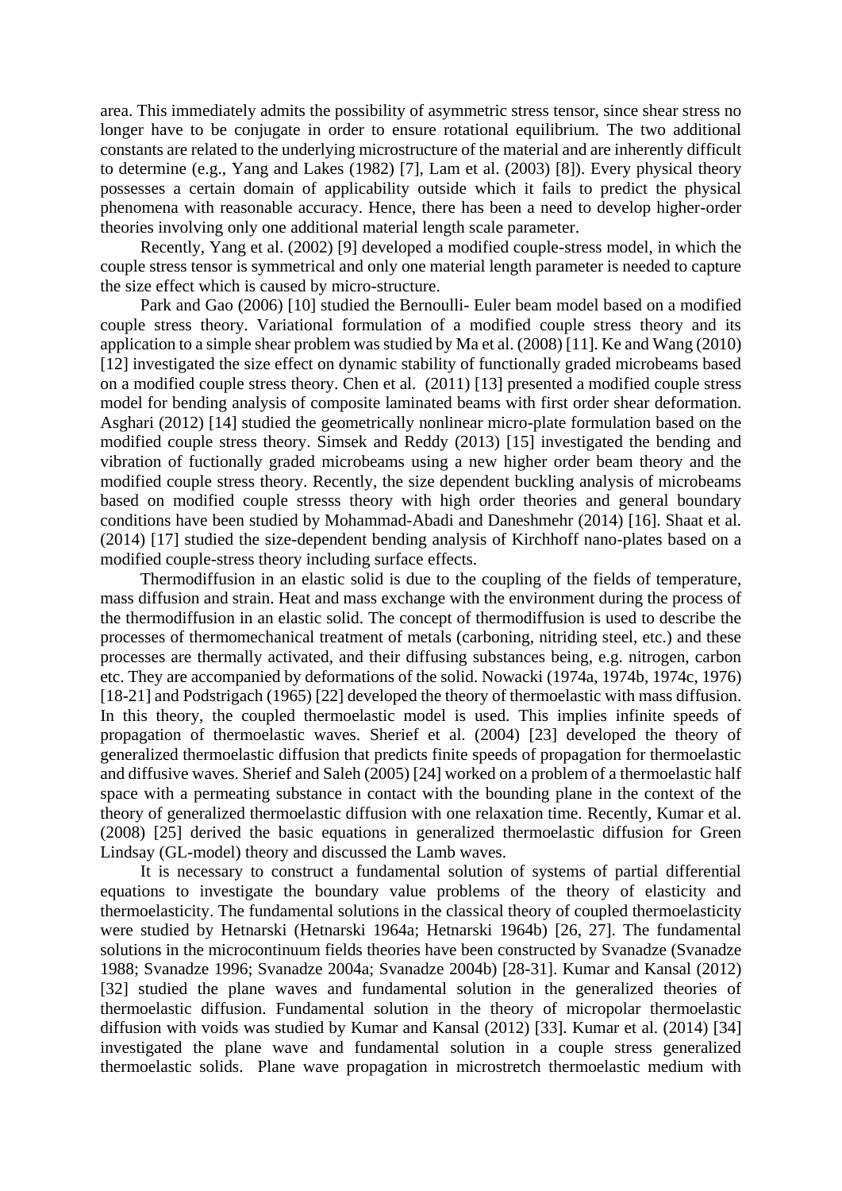area. This immediately admits the possibility of asymmetric stress tensor, since shear stress no longer have to be conjugate in order to ensure rotational equilibrium. The two additional constants are related to the underlying microstructure of the material and are inherently difficult to determine (e.g., Yang and Lakes (1982) [7], Lam et al. (2003) [8]). Every physical theory possesses a certain domain of applicability outside which it fails to predict the physical phenomena with reasonable accuracy. Hence, there has been a need to develop higher-order theories involving only one additional material length scale parameter.

Recently, Yang et al. (2002) [9] developed a modified couple-stress model, in which the couple stress tensor is symmetrical and only one material length parameter is needed to capture the size effect which is caused by micro-structure.

Park and Gao (2006) [10] studied the Bernoulli- Euler beam model based on a modified couple stress theory. Variational formulation of a modified couple stress theory and its application to a simple shear problem was studied by Ma et al. (2008) [11]. Ke and Wang (2010) [12] investigated the size effect on dynamic stability of functionally graded microbeams based on a modified couple stress theory. Chen et al. (2011) [13] presented a modified couple stress model for bending analysis of composite laminated beams with first order shear deformation. Asghari (2012) [14] studied the geometrically nonlinear micro-plate formulation based on the modified couple stress theory. Simsek and Reddy (2013) [15] investigated the bending and vibration of fuctionally graded microbeams using a new higher order beam theory and the modified couple stress theory. Recently, the size dependent buckling analysis of microbeams based on modified couple stresss theory with high order theories and general boundary conditions have been studied by Mohammad-Abadi and Daneshmehr (2014) [16]. Shaat et al. (2014) [17] studied the size-dependent bending analysis of Kirchhoff nano-plates based on a modified couple-stress theory including surface effects.

Thermodiffusion in an elastic solid is due to the coupling of the fields of temperature, mass diffusion and strain. Heat and mass exchange with the environment during the process of the thermodiffusion in an elastic solid. The concept of thermodiffusion is used to describe the processes of thermomechanical treatment of metals (carboning, nitriding steel, etc.) and these processes are thermally activated, and their diffusing substances being, e.g. nitrogen, carbon etc. They are accompanied by deformations of the solid. Nowacki (1974a, 1974b, 1974c, 1976) [18-21] and Podstrigach (1965) [22] developed the theory of thermoelastic with mass diffusion. In this theory, the coupled thermoelastic model is used. This implies infinite speeds of propagation of thermoelastic waves. Sherief et al. (2004) [23] developed the theory of generalized thermoelastic diffusion that predicts finite speeds of propagation for thermoelastic and diffusive waves. Sherief and Saleh (2005) [24] worked on a problem of a thermoelastic half space with a permeating substance in contact with the bounding plane in the context of the theory of generalized thermoelastic diffusion with one relaxation time. Recently, Kumar et al. (2008) [25] derived the basic equations in generalized thermoelastic diffusion for Green Lindsay (GL-model) theory and discussed the Lamb waves.

It is necessary to construct a fundamental solution of systems of partial differential equations to investigate the boundary value problems of the theory of elasticity and thermoelasticity. The fundamental solutions in the classical theory of coupled thermoelasticity were studied by Hetnarski (Hetnarski 1964a; Hetnarski 1964b) [26, 27]. The fundamental solutions in the microcontinuum fields theories have been constructed by Svanadze (Svanadze 1988; Svanadze 1996; Svanadze 2004a; Svanadze 2004b) [28-31]. Kumar and Kansal (2012) [32] studied the plane waves and fundamental solution in the generalized theories of thermoelastic diffusion. Fundamental solution in the theory of micropolar thermoelastic diffusion with voids was studied by Kumar and Kansal (2012) [33]. Kumar et al. (2014) [34] investigated the plane wave and fundamental solution in a couple stress generalized thermoelastic solids. Plane wave propagation in microstretch thermoelastic medium with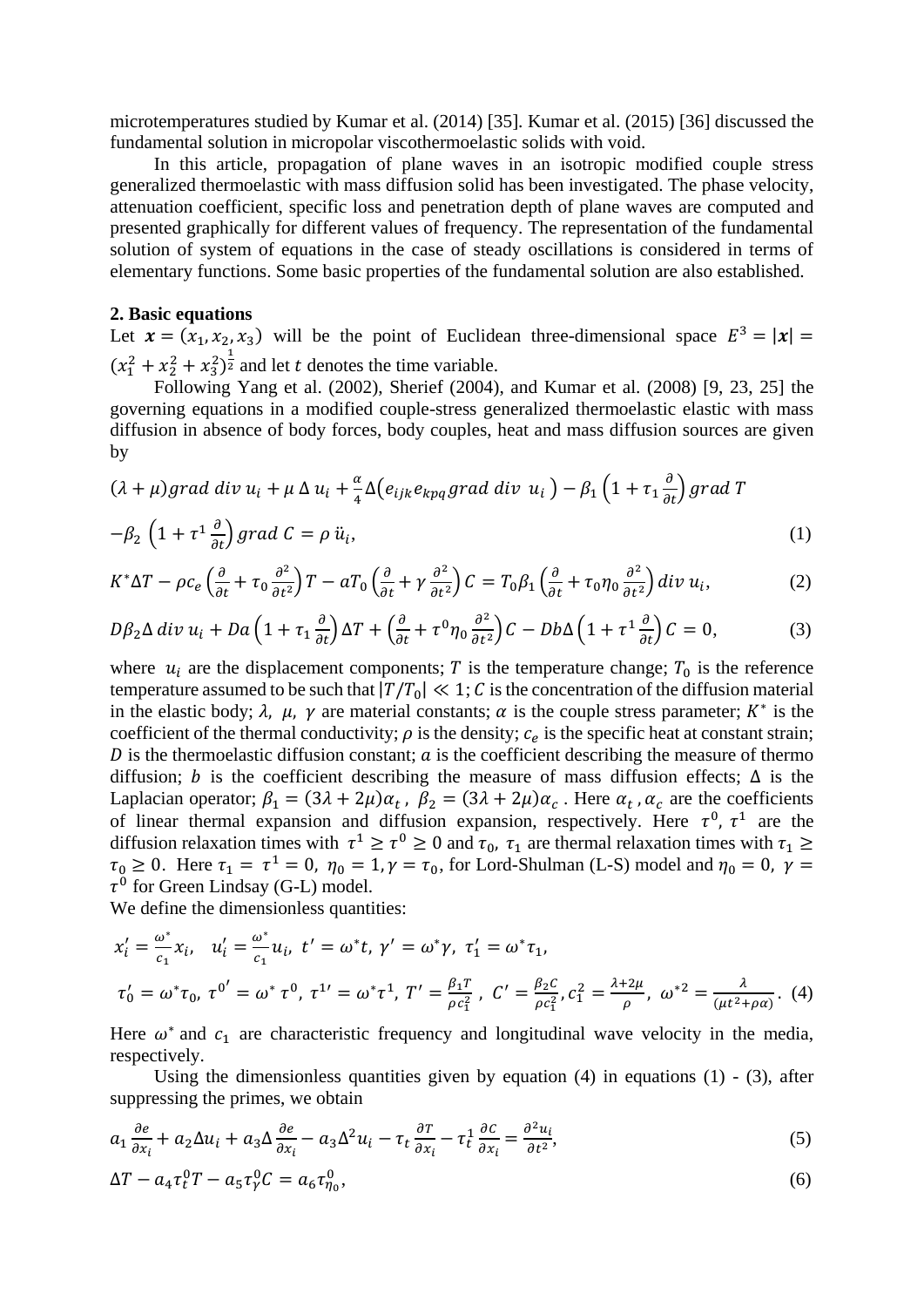microtemperatures studied by Kumar et al. (2014) [35]. Kumar et al. (2015) [36] discussed the fundamental solution in micropolar viscothermoelastic solids with void.

In this article, propagation of plane waves in an isotropic modified couple stress generalized thermoelastic with mass diffusion solid has been investigated. The phase velocity, attenuation coefficient, specific loss and penetration depth of plane waves are computed and presented graphically for different values of frequency. The representation of the fundamental solution of system of equations in the case of steady oscillations is considered in terms of elementary functions. Some basic properties of the fundamental solution are also established.

## 2. Basic equations

Let $\boldsymbol{x} = (x_1, x_2, x_3)$ will be the point of Euclidean three-dimensional space $E^3 = |\boldsymbol{x}| = (x_1^2 + x_2^2 + x_3^2)^{\frac{1}{2}}$ and let $t$ denotes the time variable.

Following Yang et al. (2002), Sherief (2004), and Kumar et al. (2008) [9, 23, 25] the governing equations in a modified couple-stress generalized thermoelastic elastic with mass diffusion in absence of body forces, body couples, heat and mass diffusion sources are given by

$$(\lambda + \mu) grad\ div\ u_i + \mu\, \Delta\, u_i + \frac{\alpha}{4}\Delta\big(e_{ijk}e_{kpq} grad\ div\ \ u_i\big) - \beta_1\left(1 + \tau_1\frac{\partial}{\partial t}\right) grad\ T$$

$$-\beta_2\ \left(1 + \tau^1\frac{\partial}{\partial t}\right) grad\ C = \rho\, \ddot{u}_i, \tag{1}$$

$$K^*\Delta T - \rho c_e\left(\frac{\partial}{\partial t} + \tau_0\frac{\partial^2}{\partial t^2}\right)T - aT_0\left(\frac{\partial}{\partial t} + \gamma\frac{\partial^2}{\partial t^2}\right)C = T_0\beta_1\left(\frac{\partial}{\partial t} + \tau_0\eta_0\frac{\partial^2}{\partial t^2}\right) div\ u_i, \tag{2}$$

$$D\beta_2\Delta\ div\ u_i + Da\left(1 + \tau_1\frac{\partial}{\partial t}\right)\Delta T + \left(\frac{\partial}{\partial t} + \tau^0\eta_0\frac{\partial^2}{\partial t^2}\right)C - Db\Delta\left(1 + \tau^1\frac{\partial}{\partial t}\right)C = 0, \tag{3}$$

where $u_i$ are the displacement components; $T$ is the temperature change; $T_0$ is the reference temperature assumed to be such that $|T/T_0| \ll 1$; $C$ is the concentration of the diffusion material in the elastic body; $\lambda,\ \mu,\ \gamma$ are material constants; $\alpha$ is the couple stress parameter; $K^*$ is the coefficient of the thermal conductivity; $\rho$ is the density; $c_e$ is the specific heat at constant strain; $D$ is the thermoelastic diffusion constant; $a$ is the coefficient describing the measure of thermo diffusion; $b$ is the coefficient describing the measure of mass diffusion effects; $\Delta$ is the Laplacian operator; $\beta_1 = (3\lambda + 2\mu)\alpha_t$, $\beta_2 = (3\lambda + 2\mu)\alpha_c$. Here $\alpha_t, \alpha_c$ are the coefficients of linear thermal expansion and diffusion expansion, respectively. Here $\tau^0$, $\tau^1$ are the diffusion relaxation times with $\tau^1 \geq \tau^0 \geq 0$ and $\tau_0,\ \tau_1$ are thermal relaxation times with $\tau_1 \geq \tau_0 \geq 0$. Here $\tau_1 = \tau^1 = 0,\ \eta_0 = 1, \gamma = \tau_0$, for Lord-Shulman (L-S) model and $\eta_0 = 0,\ \gamma = \tau^0$ for Green Lindsay (G-L) model.

We define the dimensionless quantities:

$$x_i' = \frac{\omega^*}{c_1}x_i,\quad u_i' = \frac{\omega^*}{c_1}u_i,\ t' = \omega^* t,\ \gamma' = \omega^*\gamma,\ \tau_1' = \omega^*\tau_1,$$

$$\tau_0' = \omega^*\tau_0,\ \tau^{0'} = \omega^*\,\tau^0,\ \tau^{1'} = \omega^*\tau^1,\ T' = \frac{\beta_1 T}{\rho c_1^2}\,,\ C' = \frac{\beta_2 C}{\rho c_1^2}, c_1^2 = \frac{\lambda + 2\mu}{\rho},\ \omega^{*2} = \frac{\lambda}{(\mu t^2 + \rho\alpha)}. \tag{4}$$

Here $\omega^*$ and $c_1$ are characteristic frequency and longitudinal wave velocity in the media, respectively.

Using the dimensionless quantities given by equation (4) in equations (1) - (3), after suppressing the primes, we obtain

$$a_1\frac{\partial e}{\partial x_i} + a_2\Delta u_i + a_3\Delta\frac{\partial e}{\partial x_i} - a_3\Delta^2 u_i - \tau_t\frac{\partial T}{\partial x_i} - \tau_t^1\frac{\partial C}{\partial x_i} = \frac{\partial^2 u_i}{\partial t^2}, \tag{5}$$

$$\Delta T - a_4\tau_t^0 T - a_5\tau_\gamma^0 C = a_6\tau_{\eta_0}^0, \tag{6}$$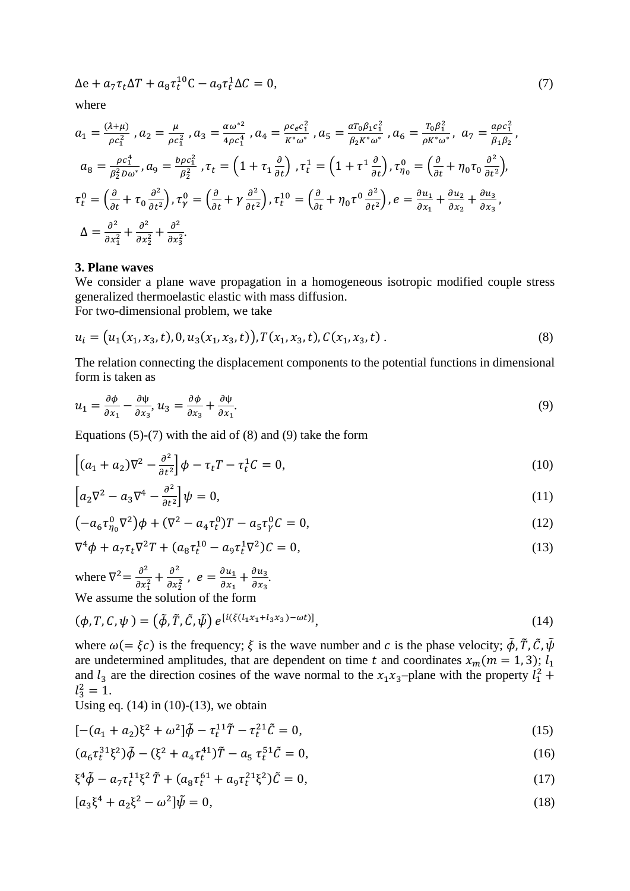$$\Delta \mathrm{e} + a_7 \tau_t \Delta T + a_8 \tau_t^{10} \mathrm{C} - a_9 \tau_t^1 \Delta C = 0, \tag{7}$$

where

$$a_1 = \frac{(\lambda+\mu)}{\rho c_1^2},\ a_2 = \frac{\mu}{\rho c_1^2},\ a_3 = \frac{\alpha \omega^{*2}}{4\rho c_1^4},\ a_4 = \frac{\rho c_e c_1^2}{K^* \omega^*},\ a_5 = \frac{a T_0 \beta_1 c_1^2}{\beta_2 K^* \omega^*},\ a_6 = \frac{T_0 \beta_1^2}{\rho K^* \omega^*},\ a_7 = \frac{a \rho c_1^2}{\beta_1 \beta_2},$$

$$a_8 = \frac{\rho c_1^4}{\beta_2^2 D \omega^*},\ a_9 = \frac{b \rho c_1^2}{\beta_2^2},\ \tau_t = \left(1 + \tau_1 \frac{\partial}{\partial t}\right),\ \tau_t^1 = \left(1 + \tau^1 \frac{\partial}{\partial t}\right),\ \tau_{\eta_0}^0 = \left(\frac{\partial}{\partial t} + \eta_0 \tau_0 \frac{\partial^2}{\partial t^2}\right),$$

$$\tau_t^0 = \left(\frac{\partial}{\partial t} + \tau_0 \frac{\partial^2}{\partial t^2}\right),\ \tau_\gamma^0 = \left(\frac{\partial}{\partial t} + \gamma \frac{\partial^2}{\partial t^2}\right),\ \tau_t^{10} = \left(\frac{\partial}{\partial t} + \eta_0 \tau^0 \frac{\partial^2}{\partial t^2}\right),\ e = \frac{\partial u_1}{\partial x_1} + \frac{\partial u_2}{\partial x_2} + \frac{\partial u_3}{\partial x_3},$$

$$\Delta = \frac{\partial^2}{\partial x_1^2} + \frac{\partial^2}{\partial x_2^2} + \frac{\partial^2}{\partial x_3^2}.$$

## 3. Plane waves

We consider a plane wave propagation in a homogeneous isotropic modified couple stress generalized thermoelastic elastic with mass diffusion.
For two-dimensional problem, we take

$$u_i = \left(u_1(x_1, x_3, t), 0, u_3(x_1, x_3, t)\right), T(x_1, x_3, t), C(x_1, x_3, t)\ . \tag{8}$$

The relation connecting the displacement components to the potential functions in dimensional form is taken as

$$u_1 = \frac{\partial \phi}{\partial x_1} - \frac{\partial \psi}{\partial x_3},\ u_3 = \frac{\partial \phi}{\partial x_3} + \frac{\partial \psi}{\partial x_1}. \tag{9}$$

Equations (5)-(7) with the aid of (8) and (9) take the form

$$\left[(a_1 + a_2)\nabla^2 - \frac{\partial^2}{\partial t^2}\right]\phi - \tau_t T - \tau_t^1 C = 0, \tag{10}$$

$$\left[a_2 \nabla^2 - a_3 \nabla^4 - \frac{\partial^2}{\partial t^2}\right]\psi = 0, \tag{11}$$

$$\left(-a_6 \tau_{\eta_0}^0 \nabla^2\right)\phi + (\nabla^2 - a_4 \tau_t^0) T - a_5 \tau_\gamma^0 C = 0, \tag{12}$$

$$\nabla^4 \phi + a_7 \tau_t \nabla^2 T + (a_8 \tau_t^{10} - a_9 \tau_t^1 \nabla^2) C = 0, \tag{13}$$

where $\nabla^2 = \frac{\partial^2}{\partial x_1^2} + \frac{\partial^2}{\partial x_2^2}$, $e = \frac{\partial u_1}{\partial x_1} + \frac{\partial u_3}{\partial x_3}$.
We assume the solution of the form

$$(\phi, T, C, \psi) = \left(\tilde{\phi}, \tilde{T}, \tilde{C}, \tilde{\psi}\right) e^{[i(\xi(l_1 x_1 + l_3 x_3) - \omega t)]}, \tag{14}$$

where $\omega (= \xi c)$ is the frequency; $\xi$ is the wave number and $c$ is the phase velocity; $\tilde{\phi}, \tilde{T}, \tilde{C}, \tilde{\psi}$ are undetermined amplitudes, that are dependent on time $t$ and coordinates $x_m (m = 1, 3)$; $l_1$ and $l_3$ are the direction cosines of the wave normal to the $x_1 x_3$–plane with the property $l_1^2 + l_3^2 = 1$.
Using eq. (14) in (10)-(13), we obtain

$$[-(a_1 + a_2)\xi^2 + \omega^2]\tilde{\phi} - \tau_t^{11} \tilde{T} - \tau_t^{21} \tilde{C} = 0, \tag{15}$$

$$(a_6 \tau_t^{31} \xi^2)\tilde{\phi} - (\xi^2 + a_4 \tau_t^{41})\tilde{T} - a_5\, \tau_t^{51} \tilde{C} = 0, \tag{16}$$

$$\xi^4 \tilde{\phi} - a_7 \tau_t^{11} \xi^2\, \tilde{T} + (a_8 \tau_t^{61} + a_9 \tau_t^{21} \xi^2)\tilde{C} = 0, \tag{17}$$

$$[a_3 \xi^4 + a_2 \xi^2 - \omega^2]\tilde{\psi} = 0, \tag{18}$$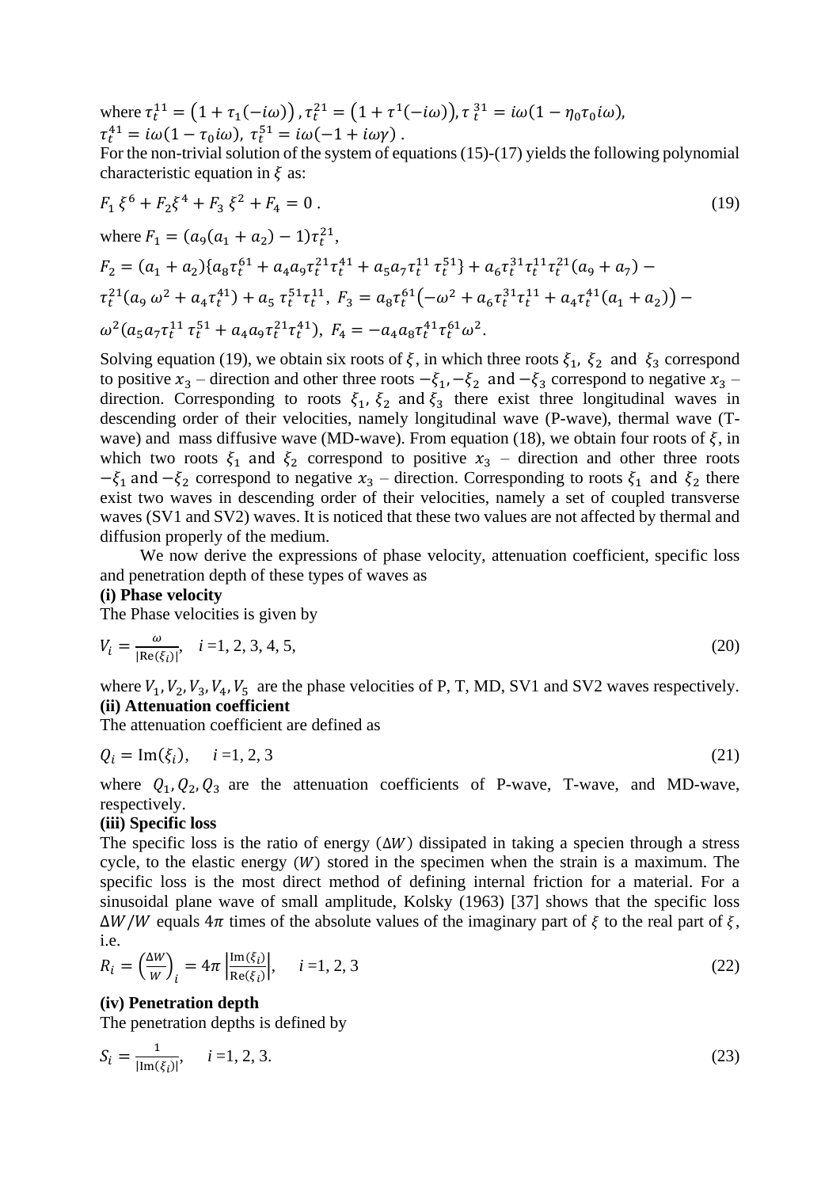where $\tau_t^{11} = \left(1 + \tau_1(-i\omega)\right)$, $\tau_t^{21} = \left(1 + \tau^1(-i\omega)\right)$, $\tau\,_t^{31} = i\omega(1 - \eta_0\tau_0 i\omega)$, $\tau_t^{41} = i\omega(1 - \tau_0 i\omega)$, $\tau_t^{51} = i\omega(-1 + i\omega\gamma)$.

For the non-trivial solution of the system of equations (15)-(17) yields the following polynomial characteristic equation in $\xi$ as:

$$F_1\,\xi^6 + F_2\xi^4 + F_3\,\xi^2 + F_4 = 0\,. \tag{19}$$

where $F_1 = (a_9(a_1 + a_2) - 1)\tau_t^{21}$,

$F_2 = (a_1 + a_2)\{a_8\tau_t^{61} + a_4 a_9 \tau_t^{21}\tau_t^{41} + a_5 a_7 \tau_t^{11}\,\tau_t^{51}\} + a_6\tau_t^{31}\tau_t^{11}\tau_t^{21}(a_9 + a_7) - \tau_t^{21}(a_9\,\omega^2 + a_4\tau_t^{41}) + a_5\,\tau_t^{51}\tau_t^{11}$, $F_3 = a_8\tau_t^{61}\left(-\omega^2 + a_6\tau_t^{31}\tau_t^{11} + a_4\tau_t^{41}(a_1 + a_2)\right) - \omega^2(a_5 a_7 \tau_t^{11}\,\tau_t^{51} + a_4 a_9 \tau_t^{21}\tau_t^{41})$, $F_4 = -a_4 a_8 \tau_t^{41}\tau_t^{61}\omega^2$.

Solving equation (19), we obtain six roots of $\xi$, in which three roots $\xi_1$, $\xi_2$ and $\xi_3$ correspond to positive $x_3$ – direction and other three roots $-\xi_1, -\xi_2$ and $-\xi_3$ correspond to negative $x_3$ – direction. Corresponding to roots $\xi_1$, $\xi_2$ and $\xi_3$ there exist three longitudinal waves in descending order of their velocities, namely longitudinal wave (P-wave), thermal wave (T-wave) and mass diffusive wave (MD-wave). From equation (18), we obtain four roots of $\xi$, in which two roots $\xi_1$ and $\xi_2$ correspond to positive $x_3$ – direction and other three roots $-\xi_1$ and $-\xi_2$ correspond to negative $x_3$ – direction. Corresponding to roots $\xi_1$ and $\xi_2$ there exist two waves in descending order of their velocities, namely a set of coupled transverse waves (SV1 and SV2) waves. It is noticed that these two values are not affected by thermal and diffusion properly of the medium.

We now derive the expressions of phase velocity, attenuation coefficient, specific loss and penetration depth of these types of waves as

**(i) Phase velocity**

The Phase velocities is given by

$$V_i = \frac{\omega}{|\mathrm{Re}(\xi_i)|}, \quad i = 1, 2, 3, 4, 5, \tag{20}$$

where $V_1, V_2, V_3, V_4, V_5$ are the phase velocities of P, T, MD, SV1 and SV2 waves respectively.

**(ii) Attenuation coefficient**

The attenuation coefficient are defined as

$$Q_i = \mathrm{Im}(\xi_i), \quad i = 1, 2, 3 \tag{21}$$

where $Q_1, Q_2, Q_3$ are the attenuation coefficients of P-wave, T-wave, and MD-wave, respectively.

**(iii) Specific loss**

The specific loss is the ratio of energy $(\Delta W)$ dissipated in taking a specien through a stress cycle, to the elastic energy $(W)$ stored in the specimen when the strain is a maximum. The specific loss is the most direct method of defining internal friction for a material. For a sinusoidal plane wave of small amplitude, Kolsky (1963) [37] shows that the specific loss $\Delta W/W$ equals $4\pi$ times of the absolute values of the imaginary part of $\xi$ to the real part of $\xi$, i.e.

$$R_i = \left(\frac{\Delta W}{W}\right)_i = 4\pi\left|\frac{\mathrm{Im}(\xi_i)}{\mathrm{Re}(\xi_i)}\right|, \quad i = 1, 2, 3 \tag{22}$$

**(iv) Penetration depth**

The penetration depths is defined by

$$S_i = \frac{1}{|\mathrm{Im}(\xi_i)|}, \quad i = 1, 2, 3. \tag{23}$$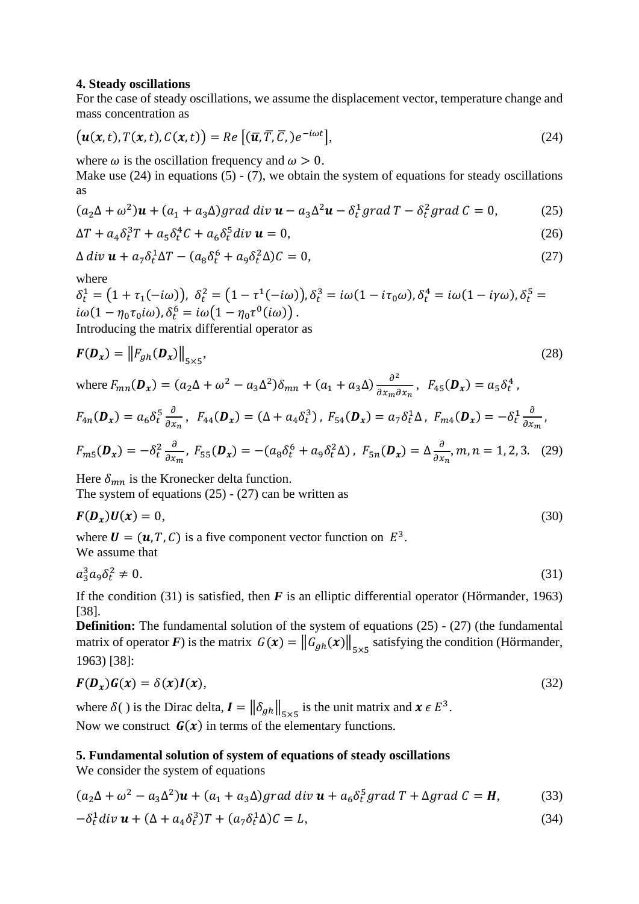## 4. Steady oscillations

For the case of steady oscillations, we assume the displacement vector, temperature change and mass concentration as

$$\left(\boldsymbol{u}(\boldsymbol{x},t), T(\boldsymbol{x},t), C(\boldsymbol{x},t)\right) = Re\left[(\bar{\boldsymbol{u}}, \bar{T}, \bar{C},)e^{-i\omega t}\right], \tag{24}$$

where $\omega$ is the oscillation frequency and $\omega > 0$.

Make use (24) in equations (5) - (7), we obtain the system of equations for steady oscillations as

$$(a_2\Delta + \omega^2)\boldsymbol{u} + (a_1 + a_3\Delta)grad\ div\ \boldsymbol{u} - a_3\Delta^2\boldsymbol{u} - \delta_t^1 grad\, T - \delta_t^2 grad\, C = 0, \tag{25}$$

$$\Delta T + a_4\delta_t^3 T + a_5\delta_t^4 C + a_6\delta_t^5 div\ \boldsymbol{u} = 0, \tag{26}$$

$$\Delta\, div\ \boldsymbol{u} + a_7\delta_t^1\Delta T - (a_8\delta_t^6 + a_9\delta_t^2\Delta)C = 0, \tag{27}$$

where

$\delta_t^1 = \left(1 + \tau_1(-i\omega)\right),\ \delta_t^2 = \left(1 - \tau^1(-i\omega)\right), \delta_t^3 = i\omega(1 - i\tau_0\omega), \delta_t^4 = i\omega(1 - i\gamma\omega), \delta_t^5 = i\omega(1 - \eta_0\tau_0 i\omega), \delta_t^6 = i\omega\left(1 - \eta_0\tau^0(i\omega)\right)$.

Introducing the matrix differential operator as

$$\boldsymbol{F}(\boldsymbol{D_x}) = \left\|F_{gh}(\boldsymbol{D_x})\right\|_{5\times 5}, \tag{28}$$

where $F_{mn}(\boldsymbol{D_x}) = (a_2\Delta + \omega^2 - a_3\Delta^2)\delta_{mn} + (a_1 + a_3\Delta)\frac{\partial^2}{\partial x_m \partial x_n}$, $F_{45}(\boldsymbol{D_x}) = a_5\delta_t^4$,

$F_{4n}(\boldsymbol{D_x}) = a_6\delta_t^5\frac{\partial}{\partial x_n}$, $F_{44}(\boldsymbol{D_x}) = (\Delta + a_4\delta_t^3)$, $F_{54}(\boldsymbol{D_x}) = a_7\delta_t^1\Delta$, $F_{m4}(\boldsymbol{D_x}) = -\delta_t^1\frac{\partial}{\partial x_m}$,

$$F_{m5}(\boldsymbol{D_x}) = -\delta_t^2\frac{\partial}{\partial x_m},\ F_{55}(\boldsymbol{D_x}) = -(a_8\delta_t^6 + a_9\delta_t^2\Delta),\ F_{5n}(\boldsymbol{D_x}) = \Delta\frac{\partial}{\partial x_n}, m,n = 1,2,3. \tag{29}$$

Here $\delta_{mn}$ is the Kronecker delta function.

The system of equations (25) - (27) can be written as

$$\boldsymbol{F}(\boldsymbol{D_x})\boldsymbol{U}(\boldsymbol{x}) = 0, \tag{30}$$

where $\boldsymbol{U} = (\boldsymbol{u}, T, C)$ is a five component vector function on $E^3$.

We assume that

$$a_3^3 a_9 \delta_t^2 \neq 0. \tag{31}$$

If the condition (31) is satisfied, then $\boldsymbol{F}$ is an elliptic differential operator (Hörmander, 1963) [38].

**Definition:** The fundamental solution of the system of equations (25) - (27) (the fundamental matrix of operator $\boldsymbol{F}$) is the matrix $G(\boldsymbol{x}) = \left\|G_{gh}(\boldsymbol{x})\right\|_{5\times 5}$ satisfying the condition (Hörmander, 1963) [38]:

$$\boldsymbol{F}(\boldsymbol{D_x})\boldsymbol{G}(\boldsymbol{x}) = \delta(\boldsymbol{x})\boldsymbol{I}(\boldsymbol{x}), \tag{32}$$

where $\delta(\,)$ is the Dirac delta, $\boldsymbol{I} = \left\|\delta_{gh}\right\|_{5\times 5}$ is the unit matrix and $\boldsymbol{x} \in E^3$.

Now we construct $\boldsymbol{G}(\boldsymbol{x})$ in terms of the elementary functions.

## 5. Fundamental solution of system of equations of steady oscillations

We consider the system of equations

$$(a_2\Delta + \omega^2 - a_3\Delta^2)\boldsymbol{u} + (a_1 + a_3\Delta)grad\ div\ \boldsymbol{u} + a_6\delta_t^5 grad\, T + \Delta grad\, C = \boldsymbol{H}, \tag{33}$$

$$-\delta_t^1 div\ \boldsymbol{u} + (\Delta + a_4\delta_t^3)T + (a_7\delta_t^1\Delta)C = L, \tag{34}$$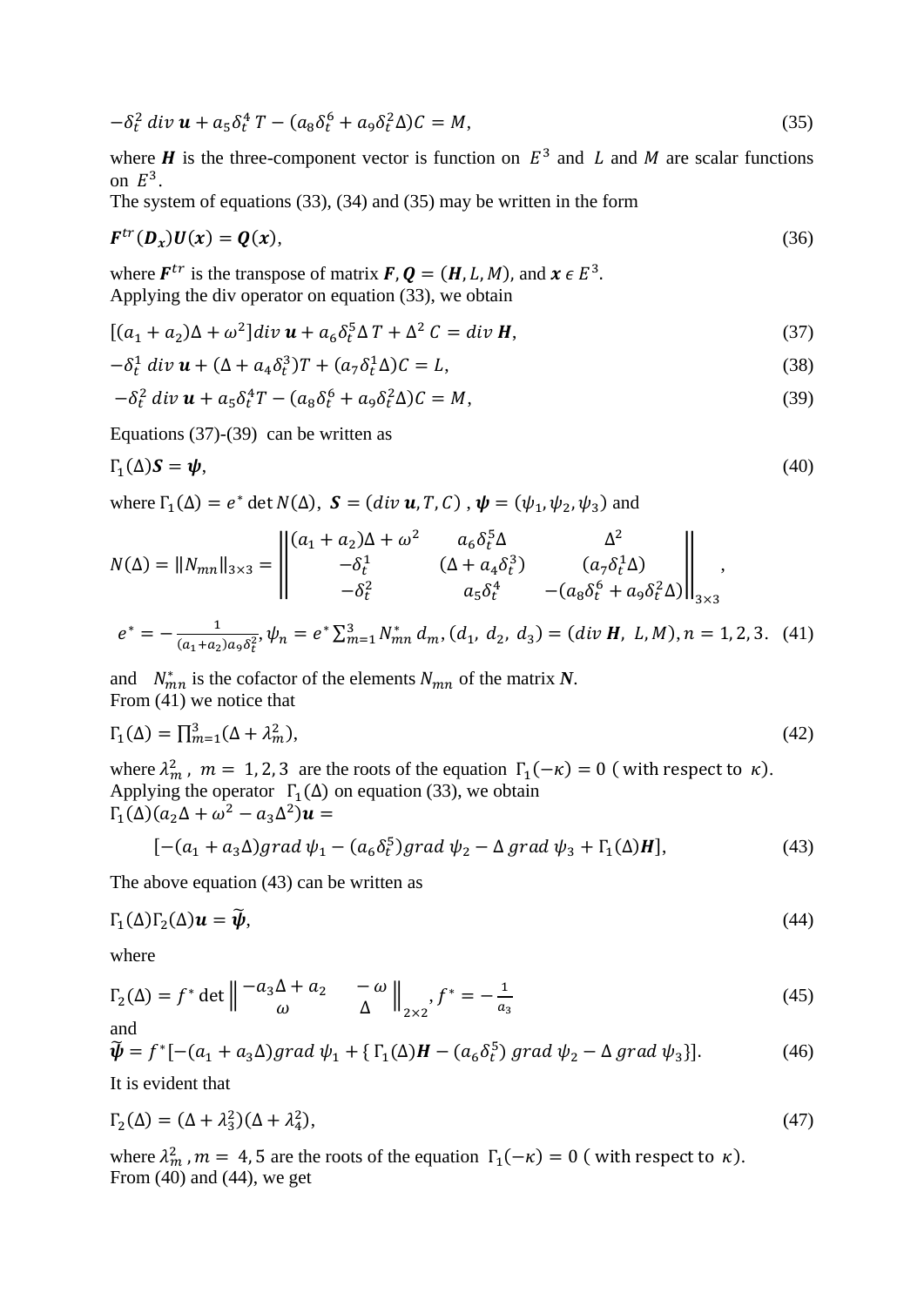$$-\delta_t^2 \, div \, \boldsymbol{u} + a_5 \delta_t^4 \, T - (a_8 \delta_t^6 + a_9 \delta_t^2 \Delta) C = M, \tag{35}$$

where $\boldsymbol{H}$ is the three-component vector is function on $E^3$ and $L$ and $M$ are scalar functions on $E^3$.

The system of equations (33), (34) and (35) may be written in the form

$$\boldsymbol{F}^{tr}(\boldsymbol{D_x})\boldsymbol{U}(\boldsymbol{x}) = \boldsymbol{Q}(\boldsymbol{x}), \tag{36}$$

where $\boldsymbol{F}^{tr}$ is the transpose of matrix $\boldsymbol{F}$, $\boldsymbol{Q} = (\boldsymbol{H}, L, M)$, and $\boldsymbol{x} \in E^3$.

Applying the div operator on equation (33), we obtain

$$[(a_1 + a_2)\Delta + \omega^2] div \, \boldsymbol{u} + a_6 \delta_t^5 \Delta \, T + \Delta^2 \, C = div \, \boldsymbol{H}, \tag{37}$$

$$-\delta_t^1 \, div \, \boldsymbol{u} + (\Delta + a_4 \delta_t^3) T + (a_7 \delta_t^1 \Delta) C = L, \tag{38}$$

$$-\delta_t^2 \, div \, \boldsymbol{u} + a_5 \delta_t^4 T - (a_8 \delta_t^6 + a_9 \delta_t^2 \Delta) C = M, \tag{39}$$

Equations (37)-(39) can be written as

$$\Gamma_1(\Delta)\boldsymbol{S} = \boldsymbol{\psi}, \tag{40}$$

where $\Gamma_1(\Delta) = e^* \det N(\Delta)$, $\boldsymbol{S} = (div \, \boldsymbol{u}, T, C)$, $\boldsymbol{\psi} = (\psi_1, \psi_2, \psi_3)$ and

$$N(\Delta) = \|N_{mn}\|_{3\times 3} = \begin{Vmatrix} (a_1 + a_2)\Delta + \omega^2 & a_6 \delta_t^5 \Delta & \Delta^2 \\ -\delta_t^1 & (\Delta + a_4 \delta_t^3) & (a_7 \delta_t^1 \Delta) \\ -\delta_t^2 & a_5 \delta_t^4 & -(a_8 \delta_t^6 + a_9 \delta_t^2 \Delta) \end{Vmatrix}_{3\times 3},$$

$$e^* = -\frac{1}{(a_1 + a_2) a_9 \delta_t^2}, \psi_n = e^* \sum_{m=1}^{3} N_{mn}^* \, d_m, (d_1, \, d_2, \, d_3) = (div \, \boldsymbol{H}, \, L, M), n = 1, 2, 3. \tag{41}$$

and $N_{mn}^*$ is the cofactor of the elements $N_{mn}$ of the matrix $\boldsymbol{N}$.

From (41) we notice that

$$\Gamma_1(\Delta) = \prod_{m=1}^{3} (\Delta + \lambda_m^2), \tag{42}$$

where $\lambda_m^2$, $m = 1, 2, 3$ are the roots of the equation $\Gamma_1(-\kappa) = 0$ ( with respect to $\kappa$).

Applying the operator $\Gamma_1(\Delta)$ on equation (33), we obtain

$$\Gamma_1(\Delta)(a_2 \Delta + \omega^2 - a_3 \Delta^2)\boldsymbol{u} =$$

$$[-(a_1 + a_3 \Delta) grad \, \psi_1 - (a_6 \delta_t^5) grad \, \psi_2 - \Delta \, grad \, \psi_3 + \Gamma_1(\Delta)\boldsymbol{H}], \tag{43}$$

The above equation (43) can be written as

$$\Gamma_1(\Delta)\Gamma_2(\Delta)\boldsymbol{u} = \widetilde{\boldsymbol{\psi}}, \tag{44}$$

where

$$\Gamma_2(\Delta) = f^* \det \begin{Vmatrix} -a_3 \Delta + a_2 & -\omega \\ \omega & \Delta \end{Vmatrix}_{2\times 2}, f^* = -\frac{1}{a_3} \tag{45}$$

and

$$\widetilde{\boldsymbol{\psi}} = f^* [-(a_1 + a_3 \Delta) grad \, \psi_1 + \{ \Gamma_1(\Delta)\boldsymbol{H} - (a_6 \delta_t^5) \, grad \, \psi_2 - \Delta \, grad \, \psi_3 \}]. \tag{46}$$

It is evident that

$$\Gamma_2(\Delta) = (\Delta + \lambda_3^2)(\Delta + \lambda_4^2), \tag{47}$$

where $\lambda_m^2$, $m = 4, 5$ are the roots of the equation $\Gamma_1(-\kappa) = 0$ ( with respect to $\kappa$).

From (40) and (44), we get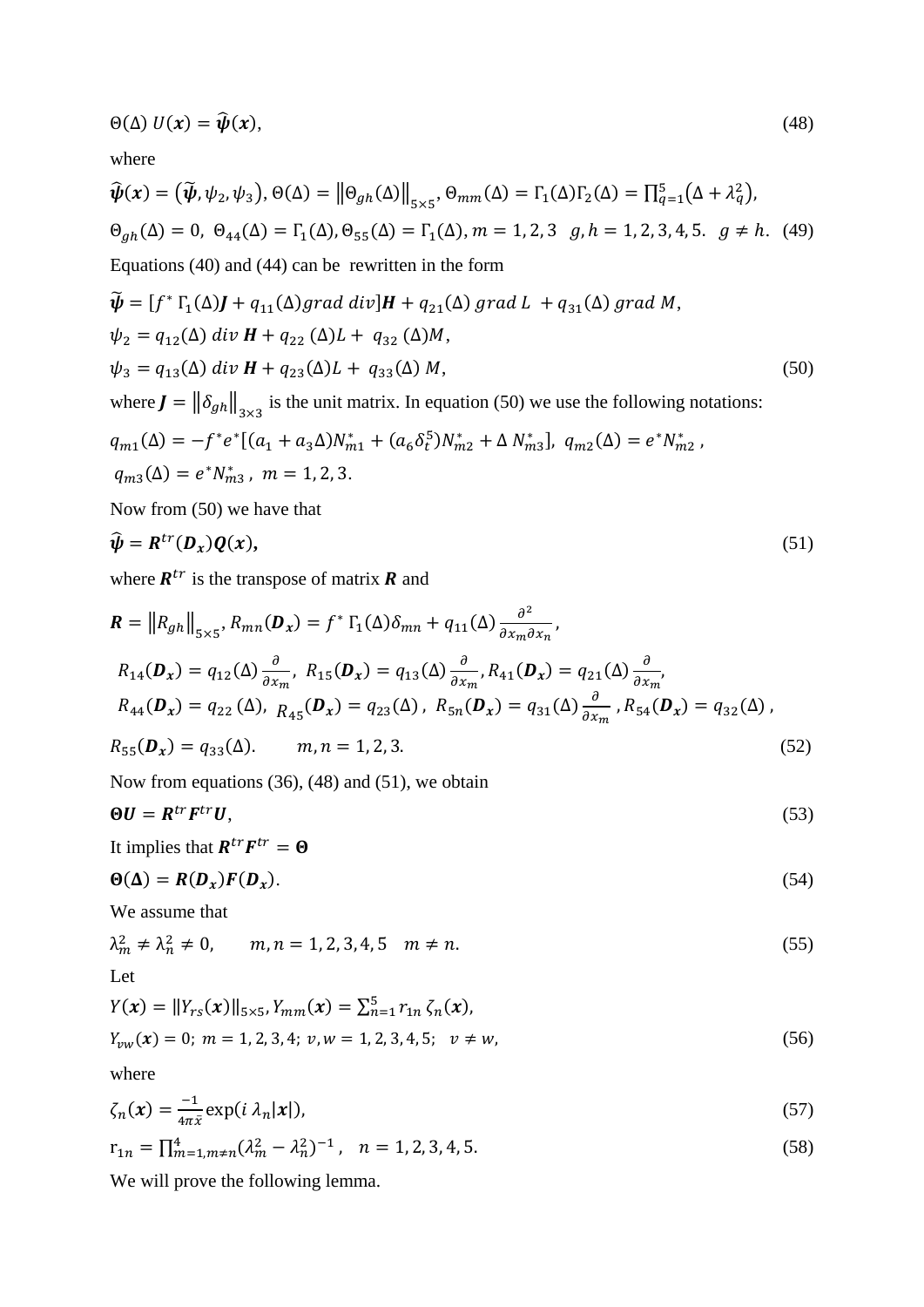$$\Theta(\Delta)\, U(\boldsymbol{x}) = \widehat{\boldsymbol{\psi}}(\boldsymbol{x}), \tag{48}$$

where

$$\widehat{\boldsymbol{\psi}}(\boldsymbol{x}) = \left(\widetilde{\boldsymbol{\psi}}, \psi_2, \psi_3\right), \Theta(\Delta) = \left\|\Theta_{gh}(\Delta)\right\|_{5\times5}, \Theta_{mm}(\Delta) = \Gamma_1(\Delta)\Gamma_2(\Delta) = \prod_{q=1}^{5}\left(\Delta + \lambda_q^2\right),$$

$$\Theta_{gh}(\Delta) = 0,\ \Theta_{44}(\Delta) = \Gamma_1(\Delta), \Theta_{55}(\Delta) = \Gamma_1(\Delta), m = 1,2,3 \quad g,h = 1,2,3,4,5. \quad g \neq h. \tag{49}$$

Equations (40) and (44) can be rewritten in the form

$$\widetilde{\boldsymbol{\psi}} = [f^*\,\Gamma_1(\Delta)\boldsymbol{J} + q_{11}(\Delta) grad\ div]\boldsymbol{H} + q_{21}(\Delta)\ grad\ L\ + q_{31}(\Delta)\ grad\ M,$$

$$\psi_2 = q_{12}(\Delta)\ div\ \boldsymbol{H} + q_{22}\,(\Delta)L + \ q_{32}\,(\Delta)M,$$

$$\psi_3 = q_{13}(\Delta)\ div\ \boldsymbol{H} + q_{23}(\Delta)L + \ q_{33}(\Delta)\ M, \tag{50}$$

where $\boldsymbol{J} = \left\|\delta_{gh}\right\|_{3\times3}$ is the unit matrix. In equation (50) we use the following notations:

$$q_{m1}(\Delta) = -f^*e^*[(a_1 + a_3\Delta)N_{m1}^* + (a_6\delta_t^5)N_{m2}^* + \Delta\, N_{m3}^*],\ q_{m2}(\Delta) = e^*N_{m2}^*\,,$$

$$q_{m3}(\Delta) = e^*N_{m3}^*\,,\ m = 1,2,3.$$

Now from (50) we have that

$$\widehat{\boldsymbol{\psi}} = \boldsymbol{R}^{tr}(\boldsymbol{D_x})\boldsymbol{Q}(\boldsymbol{x}), \tag{51}$$

where $\boldsymbol{R}^{tr}$ is the transpose of matrix $\boldsymbol{R}$ and

$$\boldsymbol{R} = \left\|R_{gh}\right\|_{5\times5}, R_{mn}(\boldsymbol{D_x}) = f^*\,\Gamma_1(\Delta)\delta_{mn} + q_{11}(\Delta)\frac{\partial^2}{\partial x_m \partial x_n},$$

$$R_{14}(\boldsymbol{D_x}) = q_{12}(\Delta)\frac{\partial}{\partial x_m},\ R_{15}(\boldsymbol{D_x}) = q_{13}(\Delta)\frac{\partial}{\partial x_m}, R_{41}(\boldsymbol{D_x}) = q_{21}(\Delta)\frac{\partial}{\partial x_m},$$

$$R_{44}(\boldsymbol{D_x}) = q_{22}\,(\Delta),\ R_{45}(\boldsymbol{D_x}) = q_{23}(\Delta)\,,\ R_{5n}(\boldsymbol{D_x}) = q_{31}(\Delta)\frac{\partial}{\partial x_m}\,, R_{54}(\boldsymbol{D_x}) = q_{32}(\Delta)\,,$$

$$R_{55}(\boldsymbol{D_x}) = q_{33}(\Delta). \qquad m,n = 1,2,3. \tag{52}$$

Now from equations (36), (48) and (51), we obtain

$$\boldsymbol{\Theta U} = \boldsymbol{R}^{tr}\boldsymbol{F}^{tr}\boldsymbol{U}, \tag{53}$$

It implies that $\boldsymbol{R}^{tr}\boldsymbol{F}^{tr} = \boldsymbol{\Theta}$

$$\boldsymbol{\Theta(\Delta)} = \boldsymbol{R}(\boldsymbol{D_x})\boldsymbol{F}(\boldsymbol{D_x}). \tag{54}$$

We assume that

$$\lambda_m^2 \neq \lambda_n^2 \neq 0, \qquad m,n = 1,2,3,4,5 \quad m \neq n. \tag{55}$$

Let

$$Y(\boldsymbol{x}) = \|Y_{rs}(\boldsymbol{x})\|_{5\times5}, Y_{mm}(\boldsymbol{x}) = \sum_{n=1}^{5} r_{1n}\,\zeta_n(\boldsymbol{x}),$$

$$Y_{vw}(\boldsymbol{x}) = 0;\ m = 1,2,3,4;\ v,w = 1,2,3,4,5;\ \ v \neq w, \tag{56}$$

where

$$\zeta_n(\boldsymbol{x}) = \frac{-1}{4\pi\tilde{x}}\exp(i\,\lambda_n|\boldsymbol{x}|), \tag{57}$$

$$\mathrm{r}_{1n} = \prod_{m=1, m\neq n}^{4}(\lambda_m^2 - \lambda_n^2)^{-1}\,, \quad n = 1,2,3,4,5. \tag{58}$$

We will prove the following lemma.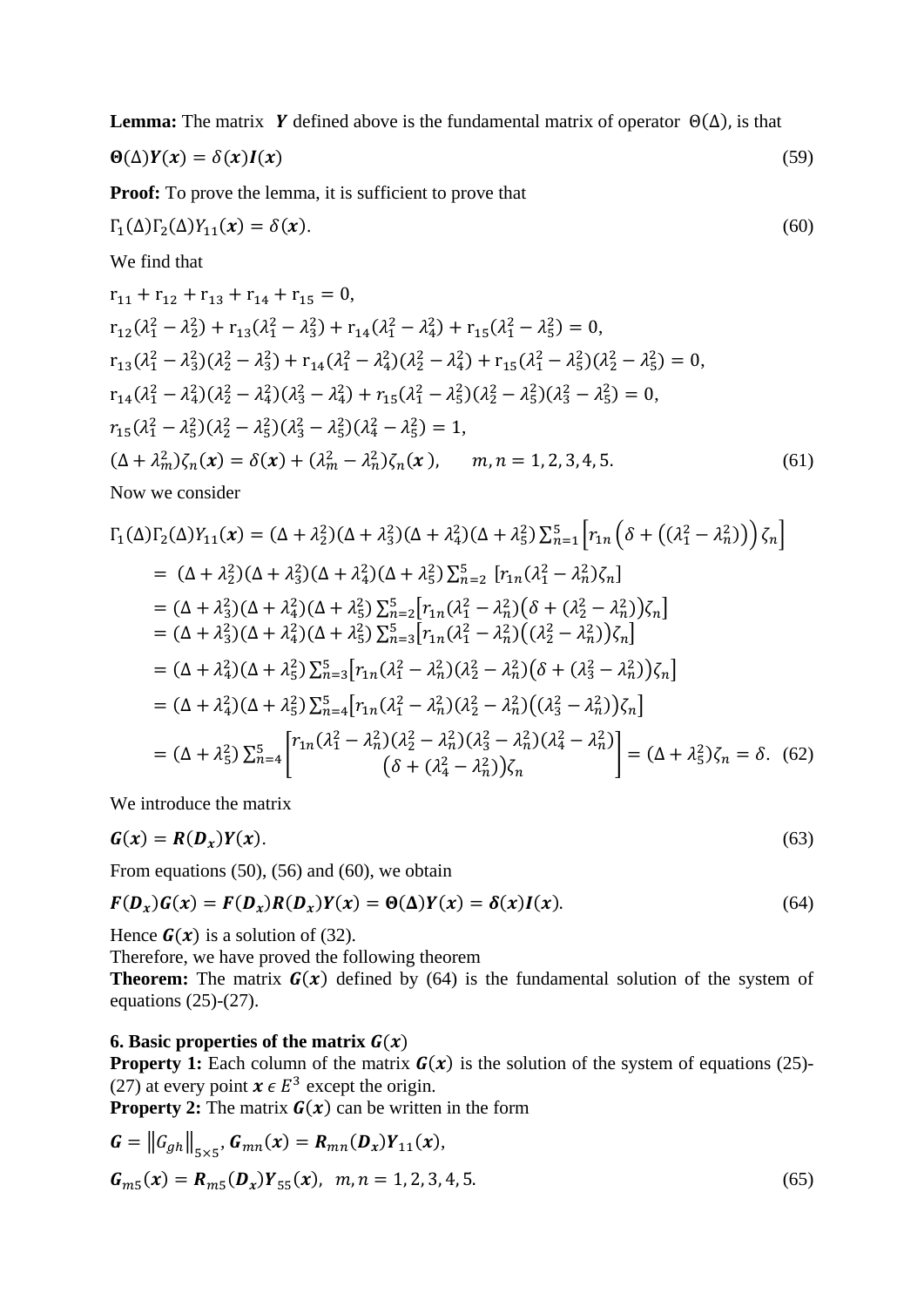**Lemma:** The matrix $\boldsymbol{Y}$ defined above is the fundamental matrix of operator $\Theta(\Delta)$, is that

$$\boldsymbol{\Theta}(\Delta)\boldsymbol{Y}(\boldsymbol{x}) = \delta(\boldsymbol{x})\boldsymbol{I}(\boldsymbol{x}) \tag{59}$$

**Proof:** To prove the lemma, it is sufficient to prove that

$$\Gamma_1(\Delta)\Gamma_2(\Delta)Y_{11}(\boldsymbol{x}) = \delta(\boldsymbol{x}). \tag{60}$$

We find that

$$
\begin{aligned}
&r_{11} + r_{12} + r_{13} + r_{14} + r_{15} = 0,\\
&r_{12}(\lambda_1^2 - \lambda_2^2) + r_{13}(\lambda_1^2 - \lambda_3^2) + r_{14}(\lambda_1^2 - \lambda_4^2) + r_{15}(\lambda_1^2 - \lambda_5^2) = 0,\\
&r_{13}(\lambda_1^2 - \lambda_3^2)(\lambda_2^2 - \lambda_3^2) + r_{14}(\lambda_1^2 - \lambda_4^2)(\lambda_2^2 - \lambda_4^2) + r_{15}(\lambda_1^2 - \lambda_5^2)(\lambda_2^2 - \lambda_5^2) = 0,\\
&r_{14}(\lambda_1^2 - \lambda_4^2)(\lambda_2^2 - \lambda_4^2)(\lambda_3^2 - \lambda_4^2) + r_{15}(\lambda_1^2 - \lambda_5^2)(\lambda_2^2 - \lambda_5^2)(\lambda_3^2 - \lambda_5^2) = 0,\\
&r_{15}(\lambda_1^2 - \lambda_5^2)(\lambda_2^2 - \lambda_5^2)(\lambda_3^2 - \lambda_5^2)(\lambda_4^2 - \lambda_5^2) = 1,\\
&(\Delta + \lambda_m^2)\zeta_n(\boldsymbol{x}) = \delta(\boldsymbol{x}) + (\lambda_m^2 - \lambda_n^2)\zeta_n(\boldsymbol{x}), \qquad m, n = 1, 2, 3, 4, 5.
\end{aligned} \tag{61}
$$

Now we consider

$$
\begin{aligned}
\Gamma_1(\Delta)\Gamma_2(\Delta)Y_{11}(\boldsymbol{x}) &= (\Delta + \lambda_2^2)(\Delta + \lambda_3^2)(\Delta + \lambda_4^2)(\Delta + \lambda_5^2)\textstyle\sum_{n=1}^{5}\left[r_{1n}\left(\delta + \left((\lambda_1^2 - \lambda_n^2)\right)\right)\zeta_n\right]\\
&= (\Delta + \lambda_2^2)(\Delta + \lambda_3^2)(\Delta + \lambda_4^2)(\Delta + \lambda_5^2)\textstyle\sum_{n=2}^{5}\left[r_{1n}(\lambda_1^2 - \lambda_n^2)\zeta_n\right]\\
&= (\Delta + \lambda_3^2)(\Delta + \lambda_4^2)(\Delta + \lambda_5^2)\textstyle\sum_{n=2}^{5}\left[r_{1n}(\lambda_1^2 - \lambda_n^2)\left(\delta + (\lambda_2^2 - \lambda_n^2)\right)\zeta_n\right]\\
&= (\Delta + \lambda_3^2)(\Delta + \lambda_4^2)(\Delta + \lambda_5^2)\textstyle\sum_{n=3}^{5}\left[r_{1n}(\lambda_1^2 - \lambda_n^2)\left((\lambda_2^2 - \lambda_n^2)\right)\zeta_n\right]\\
&= (\Delta + \lambda_4^2)(\Delta + \lambda_5^2)\textstyle\sum_{n=3}^{5}\left[r_{1n}(\lambda_1^2 - \lambda_n^2)(\lambda_2^2 - \lambda_n^2)\left(\delta + (\lambda_3^2 - \lambda_n^2)\right)\zeta_n\right]\\
&= (\Delta + \lambda_4^2)(\Delta + \lambda_5^2)\textstyle\sum_{n=4}^{5}\left[r_{1n}(\lambda_1^2 - \lambda_n^2)(\lambda_2^2 - \lambda_n^2)\left((\lambda_3^2 - \lambda_n^2)\right)\zeta_n\right]\\
&= (\Delta + \lambda_5^2)\textstyle\sum_{n=4}^{5}\begin{bmatrix} r_{1n}(\lambda_1^2 - \lambda_n^2)(\lambda_2^2 - \lambda_n^2)(\lambda_3^2 - \lambda_n^2)(\lambda_4^2 - \lambda_n^2)\\ \left(\delta + (\lambda_4^2 - \lambda_n^2)\right)\zeta_n \end{bmatrix} = (\Delta + \lambda_5^2)\zeta_n = \delta.
\end{aligned} \tag{62}
$$

We introduce the matrix

$$\boldsymbol{G}(\boldsymbol{x}) = \boldsymbol{R}(\boldsymbol{D_x})\boldsymbol{Y}(\boldsymbol{x}). \tag{63}$$

From equations (50), (56) and (60), we obtain

$$\boldsymbol{F}(\boldsymbol{D_x})\boldsymbol{G}(\boldsymbol{x}) = \boldsymbol{F}(\boldsymbol{D_x})\boldsymbol{R}(\boldsymbol{D_x})\boldsymbol{Y}(\boldsymbol{x}) = \boldsymbol{\Theta}(\boldsymbol{\Delta})\boldsymbol{Y}(\boldsymbol{x}) = \boldsymbol{\delta}(\boldsymbol{x})\boldsymbol{I}(\boldsymbol{x}). \tag{64}$$

Hence $\boldsymbol{G}(\boldsymbol{x})$ is a solution of (32).

Therefore, we have proved the following theorem

**Theorem:** The matrix $\boldsymbol{G}(\boldsymbol{x})$ defined by (64) is the fundamental solution of the system of equations (25)-(27).

### 6. Basic properties of the matrix $\boldsymbol{G}(\boldsymbol{x})$

**Property 1:** Each column of the matrix $\boldsymbol{G}(\boldsymbol{x})$ is the solution of the system of equations (25)-(27) at every point $\boldsymbol{x} \in E^3$ except the origin.

**Property 2:** The matrix $\boldsymbol{G}(\boldsymbol{x})$ can be written in the form

$$
\begin{aligned}
&\boldsymbol{G} = \left\|G_{gh}\right\|_{5\times 5}, \ \boldsymbol{G}_{mn}(\boldsymbol{x}) = \boldsymbol{R}_{mn}(\boldsymbol{D_x})\boldsymbol{Y}_{11}(\boldsymbol{x}),\\
&\boldsymbol{G}_{m5}(\boldsymbol{x}) = \boldsymbol{R}_{m5}(\boldsymbol{D_x})\boldsymbol{Y}_{55}(\boldsymbol{x}), \ \ m, n = 1, 2, 3, 4, 5.
\end{aligned} \tag{65}
$$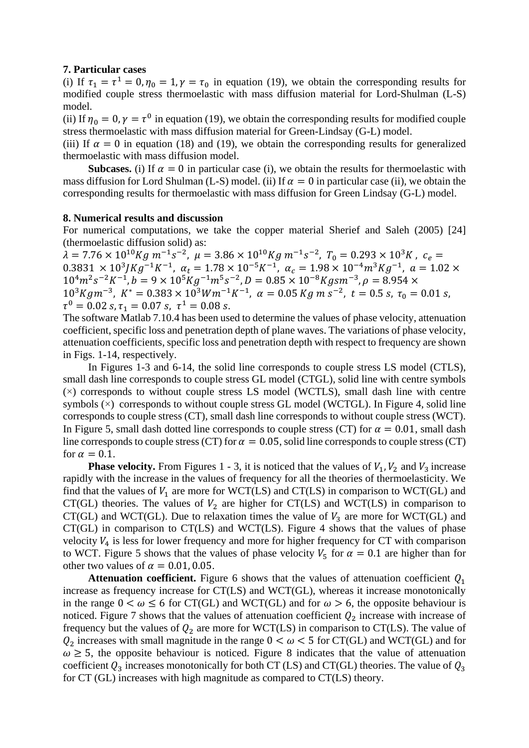## 7. Particular cases

(i) If $\tau_1 = \tau^1 = 0, \eta_0 = 1, \gamma = \tau_0$ in equation (19), we obtain the corresponding results for modified couple stress thermoelastic with mass diffusion material for Lord-Shulman (L-S) model.

(ii) If $\eta_0 = 0, \gamma = \tau^0$ in equation (19), we obtain the corresponding results for modified couple stress thermoelastic with mass diffusion material for Green-Lindsay (G-L) model.

(iii) If $\alpha = 0$ in equation (18) and (19), we obtain the corresponding results for generalized thermoelastic with mass diffusion model.

**Subcases.** (i) If $\alpha = 0$ in particular case (i), we obtain the results for thermoelastic with mass diffusion for Lord Shulman (L-S) model. (ii) If $\alpha = 0$ in particular case (ii), we obtain the corresponding results for thermoelastic with mass diffusion for Green Lindsay (G-L) model.

## 8. Numerical results and discussion

For numerical computations, we take the copper material Sherief and Saleh (2005) [24] (thermoelastic diffusion solid) as:

$\lambda = 7.76 \times 10^{10} Kg\, m^{-1} s^{-2},\ \mu = 3.86 \times 10^{10} Kg\, m^{-1} s^{-2},\ T_0 = 0.293 \times 10^3 K,\ c_e = 0.3831 \times 10^3 J Kg^{-1} K^{-1},\ \alpha_t = 1.78 \times 10^{-5} K^{-1},\ \alpha_c = 1.98 \times 10^{-4} m^3 Kg^{-1},\ a = 1.02 \times 10^4 m^2 s^{-2} K^{-1}, b = 9 \times 10^5 Kg^{-1} m^5 s^{-2}, D = 0.85 \times 10^{-8} Kgsm^{-3}, \rho = 8.954 \times 10^3 Kgm^{-3},\ K^* = 0.383 \times 10^3 Wm^{-1} K^{-1},\ \alpha = 0.05\, Kg\, m\, s^{-2},\ t = 0.5\, s,\ \tau_0 = 0.01\, s,\ \tau^0 = 0.02\, s, \tau_1 = 0.07\, s,\ \tau^1 = 0.08\, s.$

The software Matlab 7.10.4 has been used to determine the values of phase velocity, attenuation coefficient, specific loss and penetration depth of plane waves. The variations of phase velocity, attenuation coefficients, specific loss and penetration depth with respect to frequency are shown in Figs. 1-14, respectively.

In Figures 1-3 and 6-14, the solid line corresponds to couple stress LS model (CTLS), small dash line corresponds to couple stress GL model (CTGL), solid line with centre symbols (×) corresponds to without couple stress LS model (WCTLS), small dash line with centre symbols (×) corresponds to without couple stress GL model (WCTGL). In Figure 4, solid line corresponds to couple stress (CT), small dash line corresponds to without couple stress (WCT). In Figure 5, small dash dotted line corresponds to couple stress (CT) for $\alpha = 0.01$, small dash line corresponds to couple stress (CT) for $\alpha = 0.05$, solid line corresponds to couple stress (CT) for $\alpha = 0.1$.

**Phase velocity.** From Figures 1 - 3, it is noticed that the values of $V_1, V_2$ and $V_3$ increase rapidly with the increase in the values of frequency for all the theories of thermoelasticity. We find that the values of $V_1$ are more for WCT(LS) and CT(LS) in comparison to WCT(GL) and CT(GL) theories. The values of $V_2$ are higher for CT(LS) and WCT(LS) in comparison to CT(GL) and WCT(GL). Due to relaxation times the value of $V_3$ are more for WCT(GL) and CT(GL) in comparison to CT(LS) and WCT(LS). Figure 4 shows that the values of phase velocity $V_4$ is less for lower frequency and more for higher frequency for CT with comparison to WCT. Figure 5 shows that the values of phase velocity $V_5$ for $\alpha = 0.1$ are higher than for other two values of $\alpha = 0.01, 0.05$.

**Attenuation coefficient.** Figure 6 shows that the values of attenuation coefficient $Q_1$ increase as frequency increase for CT(LS) and WCT(GL), whereas it increase monotonically in the range $0 < \omega \leq 6$ for CT(GL) and WCT(GL) and for $\omega > 6$, the opposite behaviour is noticed. Figure 7 shows that the values of attenuation coefficient $Q_2$ increase with increase of frequency but the values of $Q_2$ are more for WCT(LS) in comparison to CT(LS). The value of $Q_2$ increases with small magnitude in the range $0 < \omega < 5$ for CT(GL) and WCT(GL) and for $\omega \geq 5$, the opposite behaviour is noticed. Figure 8 indicates that the value of attenuation coefficient $Q_3$ increases monotonically for both CT (LS) and CT(GL) theories. The value of $Q_3$ for CT (GL) increases with high magnitude as compared to CT(LS) theory.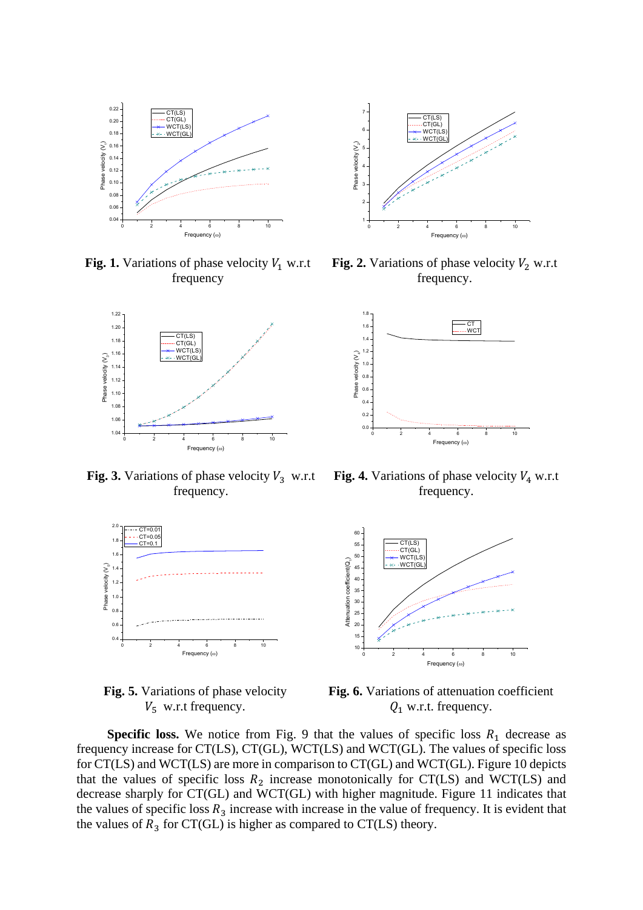**Fig. 1.** Variations of phase velocity $V_1$ w.r.t frequency

**Fig. 2.** Variations of phase velocity $V_2$ w.r.t frequency.

**Fig. 3.** Variations of phase velocity $V_3$ w.r.t frequency.

**Fig. 4.** Variations of phase velocity $V_4$ w.r.t frequency.

**Fig. 5.** Variations of phase velocity $V_5$ w.r.t frequency.

**Fig. 6.** Variations of attenuation coefficient $Q_1$ w.r.t. frequency.

**Specific loss.** We notice from Fig. 9 that the values of specific loss $R_1$ decrease as frequency increase for CT(LS), CT(GL), WCT(LS) and WCT(GL). The values of specific loss for CT(LS) and WCT(LS) are more in comparison to CT(GL) and WCT(GL). Figure 10 depicts that the values of specific loss $R_2$ increase monotonically for CT(LS) and WCT(LS) and decrease sharply for CT(GL) and WCT(GL) with higher magnitude. Figure 11 indicates that the values of specific loss $R_3$ increase with increase in the value of frequency. It is evident that the values of $R_3$ for CT(GL) is higher as compared to CT(LS) theory.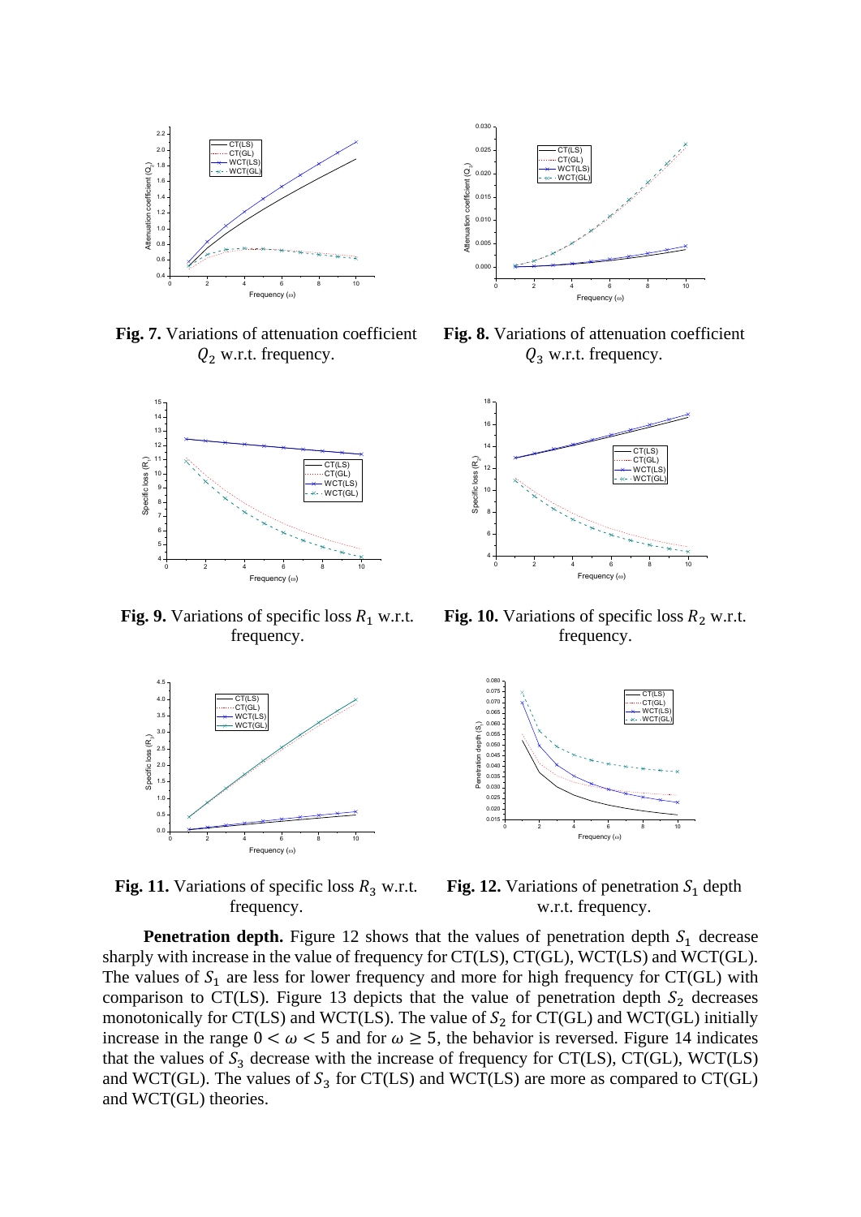**Fig. 7.** Variations of attenuation coefficient $Q_2$ w.r.t. frequency.

**Fig. 8.** Variations of attenuation coefficient $Q_3$ w.r.t. frequency.

**Fig. 9.** Variations of specific loss $R_1$ w.r.t. frequency.

**Fig. 10.** Variations of specific loss $R_2$ w.r.t. frequency.

**Fig. 11.** Variations of specific loss $R_3$ w.r.t. frequency.

**Fig. 12.** Variations of penetration $S_1$ depth w.r.t. frequency.

**Penetration depth.** Figure 12 shows that the values of penetration depth $S_1$ decrease sharply with increase in the value of frequency for CT(LS), CT(GL), WCT(LS) and WCT(GL). The values of $S_1$ are less for lower frequency and more for high frequency for CT(GL) with comparison to CT(LS). Figure 13 depicts that the value of penetration depth $S_2$ decreases monotonically for CT(LS) and WCT(LS). The value of $S_2$ for CT(GL) and WCT(GL) initially increase in the range $0 < \omega < 5$ and for $\omega \geq 5$, the behavior is reversed. Figure 14 indicates that the values of $S_3$ decrease with the increase of frequency for CT(LS), CT(GL), WCT(LS) and WCT(GL). The values of $S_3$ for CT(LS) and WCT(LS) are more as compared to CT(GL) and WCT(GL) theories.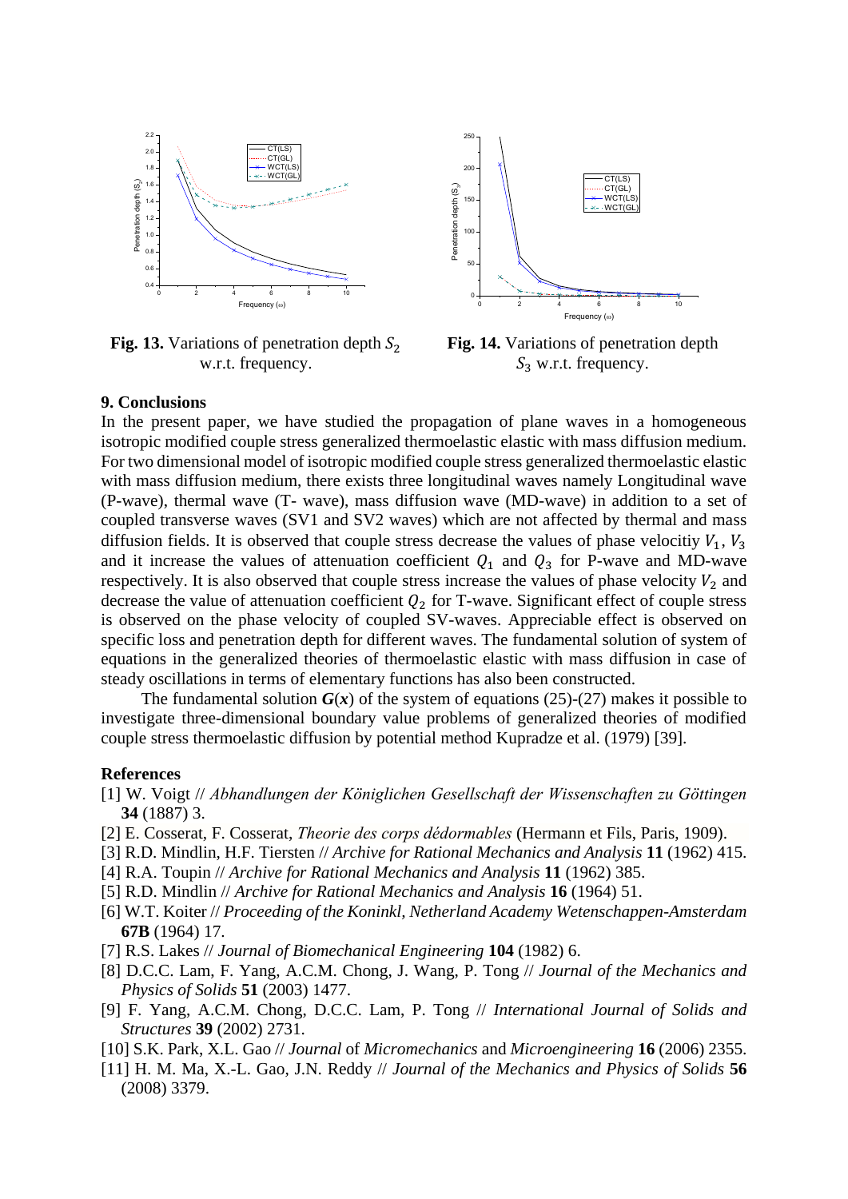**Fig. 13.** Variations of penetration depth $S_2$ w.r.t. frequency.

**Fig. 14.** Variations of penetration depth $S_3$ w.r.t. frequency.

### 9. Conclusions

In the present paper, we have studied the propagation of plane waves in a homogeneous isotropic modified couple stress generalized thermoelastic elastic with mass diffusion medium. For two dimensional model of isotropic modified couple stress generalized thermoelastic elastic with mass diffusion medium, there exists three longitudinal waves namely Longitudinal wave (P-wave), thermal wave (T- wave), mass diffusion wave (MD-wave) in addition to a set of coupled transverse waves (SV1 and SV2 waves) which are not affected by thermal and mass diffusion fields. It is observed that couple stress decrease the values of phase velocitiy $V_1$, $V_3$ and it increase the values of attenuation coefficient $Q_1$ and $Q_3$ for P-wave and MD-wave respectively. It is also observed that couple stress increase the values of phase velocity $V_2$ and decrease the value of attenuation coefficient $Q_2$ for T-wave. Significant effect of couple stress is observed on the phase velocity of coupled SV-waves. Appreciable effect is observed on specific loss and penetration depth for different waves. The fundamental solution of system of equations in the generalized theories of thermoelastic elastic with mass diffusion in case of steady oscillations in terms of elementary functions has also been constructed.

The fundamental solution $\boldsymbol{G}(\boldsymbol{x})$ of the system of equations (25)-(27) makes it possible to investigate three-dimensional boundary value problems of generalized theories of modified couple stress thermoelastic diffusion by potential method Kupradze et al. (1979) [39].

### References

[1] W. Voigt // *Abhandlungen der Königlichen Gesellschaft der Wissenschaften zu Göttingen* **34** (1887) 3.

[2] E. Cosserat, F. Cosserat, *Theorie des corps dédormables* (Hermann et Fils, Paris, 1909).

[3] R.D. Mindlin, H.F. Tiersten // *Archive for Rational Mechanics and Analysis* **11** (1962) 415.

[4] R.A. Toupin // *Archive for Rational Mechanics and Analysis* **11** (1962) 385.

[5] R.D. Mindlin // *Archive for Rational Mechanics and Analysis* **16** (1964) 51.

[6] W.T. Koiter // *Proceeding of the Koninkl, Netherland Academy Wetenschappen-Amsterdam* **67B** (1964) 17.

[7] R.S. Lakes // *Journal of Biomechanical Engineering* **104** (1982) 6.

[8] D.C.C. Lam, F. Yang, A.C.M. Chong, J. Wang, P. Tong // *Journal of the Mechanics and Physics of Solids* **51** (2003) 1477.

[9] F. Yang, A.C.M. Chong, D.C.C. Lam, P. Tong // *International Journal of Solids and Structures* **39** (2002) 2731.

[10] S.K. Park, X.L. Gao // *Journal* of *Micromechanics* and *Microengineering* **16** (2006) 2355.

[11] H. M. Ma, X.-L. Gao, J.N. Reddy // *Journal of the Mechanics and Physics of Solids* **56** (2008) 3379.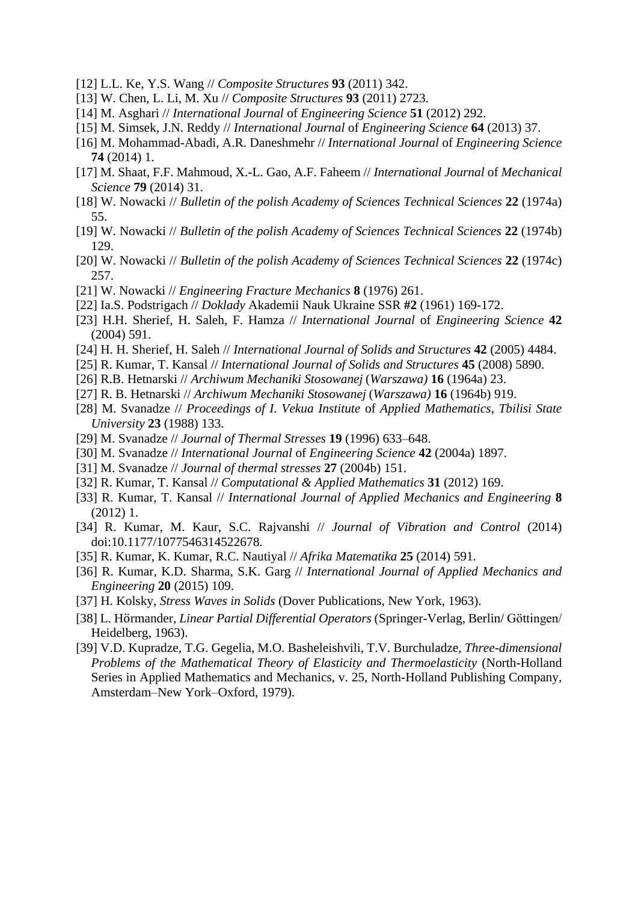[12] L.L. Ke, Y.S. Wang // *Composite Structures* **93** (2011) 342.

[13] W. Chen, L. Li, M. Xu // *Composite Structures* **93** (2011) 2723.

[14] M. Asghari // *International Journal* of *Engineering Science* **51** (2012) 292.

[15] M. Simsek, J.N. Reddy // *International Journal* of *Engineering Science* **64** (2013) 37.

[16] M. Mohammad-Abadi, A.R. Daneshmehr // *International Journal* of *Engineering Science* **74** (2014) 1.

[17] M. Shaat, F.F. Mahmoud, X.-L. Gao, A.F. Faheem // *International Journal* of *Mechanical Science* **79** (2014) 31.

[18] W. Nowacki // *Bulletin of the polish Academy of Sciences Technical Sciences* **22** (1974a) 55.

[19] W. Nowacki // *Bulletin of the polish Academy of Sciences Technical Sciences* **22** (1974b) 129.

[20] W. Nowacki // *Bulletin of the polish Academy of Sciences Technical Sciences* **22** (1974c) 257.

[21] W. Nowacki // *Engineering Fracture Mechanics* **8** (1976) 261.

[22] Ia.S. Podstrigach // *Doklady* Akademii Nauk Ukraine SSR **#2** (1961) 169-172.

[23] H.H. Sherief, H. Saleh, F. Hamza // *International Journal* of *Engineering Science* **42** (2004) 591.

[24] H. H. Sherief, H. Saleh // *International Journal of Solids and Structures* **42** (2005) 4484.

[25] R. Kumar, T. Kansal // *International Journal of Solids and Structures* **45** (2008) 5890.

[26] R.B. Hetnarski // *Archiwum Mechaniki Stosowanej* (*Warszawa)* **16** (1964a) 23.

[27] R. B. Hetnarski // *Archiwum Mechaniki Stosowanej* (*Warszawa)* **16** (1964b) 919.

[28] M. Svanadze // *Proceedings of I. Vekua Institute* of *Applied Mathematics*, *Tbilisi State University* **23** (1988) 133.

[29] M. Svanadze // *Journal of Thermal Stresses* **19** (1996) 633–648.

[30] M. Svanadze // *International Journal* of *Engineering Science* **42** (2004a) 1897.

[31] M. Svanadze // *Journal of thermal stresses* **27** (2004b) 151.

[32] R. Kumar, T. Kansal // *Computational & Applied Mathematics* **31** (2012) 169.

[33] R. Kumar, T. Kansal // *International Journal of Applied Mechanics and Engineering* **8** (2012) 1.

[34] R. Kumar, M. Kaur, S.C. Rajvanshi // *Journal of Vibration and Control* (2014) doi:10.1177/1077546314522678.

[35] R. Kumar, K. Kumar, R.C. Nautiyal // *Afrika Matematika* **25** (2014) 591.

[36] R. Kumar, K.D. Sharma, S.K. Garg // *International Journal of Applied Mechanics and Engineering* **20** (2015) 109.

[37] H. Kolsky, *Stress Waves in Solids* (Dover Publications, New York, 1963).

[38] L. Hörmander, *Linear Partial Differential Operators* (Springer-Verlag, Berlin/ Göttingen/ Heidelberg, 1963).

[39] V.D. Kupradze, T.G. Gegelia, M.O. Basheleishvili, T.V. Burchuladze, *Three-dimensional Problems of the Mathematical Theory of Elasticity and Thermoelasticity* (North-Holland Series in Applied Mathematics and Mechanics, v. 25, North-Holland Publishing Company, Amsterdam–New York–Oxford, 1979).